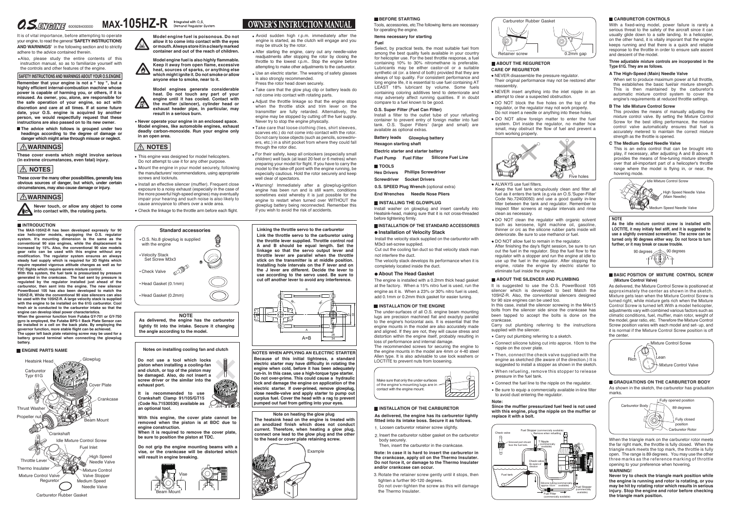# O.S. ENGINE 600928400000 MAX-105HZ-R Integrated with O.S. Demand Regulator System

# OWNER'S INSTRUCTION MANUAL

It is of vital importance, before attempting to operate your engine, to read the general "**SAFETY INSTRUCTIONS AND WARNINGS**" in the following section and to strictly adhere to the advice contained therein.

- Also, please study the entire contents of this instruction manual, so as to familiarize yourself with the controls and other features of the engine.

## SAFETY INSTRUCTIONS AND WARNINGS ABOUT YOUR O.S.ENGINE

**Remember that your engine is not a " toy ", but a highly efficient internal-combustion machine whose power is capable of harming you, or others, if it is misused. As owner, you, alone, are responsible for the safe operation of your engine, so act with discretion and care at all times. If at some future date, your O.S. engine is acquired by another person, we would respectfully request that these instructions are also passed on to its new owner.**

- **The advice which follows is grouped under two headings according to the degree of damage or danger which might arise through misuse or neglect.**

## ⚠ WARNINGS

**These cover events which might involve serious (in extreme circumstances, even fatal) injury.**

## ⚠ NOTES

**These cover the many other possibilities, generally less obvious sources of danger, but which, under certain circumstances, may also cause damage or injury.**

## ⚠ WARNINGS

**Never touch, or allow any object to come into contact with, the rotating parts.**

**Model engine fuel is poisonous. Do not allow it to come into contact with the eyes or mouth. Always store it in a clearly marked container and out of the reach of children.**

**Model engine fuel is also highly flammable. Keep it away from open flame, excessive heat, sources of sparks, or anything else which might ignite it. Do not smoke or allow anyone else to smoke, near to it.**

**Model engines generate considerable heat. Do not touch any part of your engine until it has cooled. Contact with the muffler (silencer), cylinder head or exhaust header pipe, in particular, may result in a serious burn.**

- **Never operate your engine in an enclosed space. Model engines, like automobile engines, exhaust deadly carbon-monoxide. Run your engine only in an open area.**

## ⚠ NOTES

- This engine was designed for model helicopters. Do not attempt to use it for any other purpose.
- Mount the engine in your model securely, following the manufacturers' recommendations, using appropriate screws and locknuts.
- Install an effective silencer (muffler). Frequent close exposure to a noisy exhaust (especially in the case of the more powerful high-speed engines) may eventually impair your hearing and such noise is also likely to cause annoyance to others over a wide area.
- Check the linkage to the throttle arm before each flight.
- Avoid sudden high r.p.m. immediately after the engine is started, as the clutch will engage and you may be struck by the rotor.
- After starting the engine, carry out any needle-valve readjustments after stopping the rotor by closing the throttle to the lowest r.p.m.. Stop the engine before attempting to make other adjustments to the carburetor.
- Use an electric starter. The wearing of safety glasses is also strongly recommended.
  Press the rotor head down securely.
- Take care that the glow plug clip or battery leads do not come into contact with rotating parts.
- Adjust the throttle linkage so that the engine stops when the throttle stick and trim lever on the transmitter are fully retarded. Alternatively, the engine may be stopped by cutting off the fuel supply. Never try to stop the engine physically.
- Take care that loose clothing (ties, shirt sleeves, scarves etc.) do not come into contact with the rotor. Do not carry loose objects (such as pencils, screwdrivers, etc.) in a shirt pocket from where they could fall through the rotor disc.
- For their safety, keep all onlookers (especially small children) well back (at least 20 feet or 6 metres) when preparing your model for flight. If you have to carry the model to the take-off point with the engine running, be especially cautious. Hold the rotor securely and keep well clear of spectators.
- Warning! Immediately after a glowplug-ignition engine has been run and is still warm, conditions sometimes exist whereby it is just possible for the engine to restart when turned over WITHOUT the glowplug battery being reconnected. Remember this if you wish to avoid the risk of accidents.

## INTRODUCTION

**The MAX-105HZ-R has been developed expressly for 90 size helicopter models, equipping the O.S. regulator system. It's mounting dimension is the same as the conventional 90 size engines, while the displacement is increased by 15%. Also, the conventional 90 size models gear ratio can be used with this engine without any modification. The regulator system ensures an always steady fuel supply which is required for 3D flights which require repeated vigorous attitude changes as well as for F3C flights which require severe mixture control.**
**With this system, the fuel tank is pressurized by pressure generated in the crankcase. The fuel sent by pressure is regulated by the regulator installed just ahead of the carburetor, then sent into the engine. The new silencer PowerBoost 105 has also been developed to match the 105HZ-R. While the conventional 90 size silencers can also be used with the 105HZ-R. A large velocity stack is supplied with the engine to be installed on the 61G carburetor. Cool fresh air is conducted to the carburetor intake so that the engine can develop ideal power characteristics.**
**When the governor function from Futaba GY-701 or GY-750 gyro is employed, the Futaba BPS-1 Back Plate Sensor can be installed in a cell on the back plate. By employing the governor function, more stable flight can be achieved.**
**The upper left back plate retaining screw may be used for a battery ground terminal when connecting the glowplug battery.**

## ENGINE PARTS NAME

Heatsink Head
Glowplug
Carburetor Typr 61G
Cover Plate
Crankcase
Thrust Washer
Propeller nut
Beam Mount
Crankshaft
Idle Mixture Control Screw
Fuel Inlet
High Speed Needle Valve
Throttle Lever
Thermo Insulater
Mixture Control Valve Stopper
Mixture Control Valve
Regurator
Medium Speed Needle Valve
Carburetor Rubber Gasket

### Standard accessories

- O.S. No.8 glowplug is supplied with the engine
- Velocity Stack
  Set Screw M3x3
- Check Valve
- Head Gasket (0.1mm)
- Head Gasket (0.2mm)

**NOTE**
**As delivered, the engine has the carburetor lightly fit into the intake. Secure it changing the angle according to the model.**

### Notes on installing cooling fan and clutch

**Do not use a tool which locks piston when installing a cooling-fan and clutch, or top of the piston may be damaged. Also, do not insert a screw driver or the similar into the exhaust port.**

**It is recommended to use Crankshaft Clamp 91/105/GT15 (Code No.71530530) available as an optional tool.**

**With this engine, the cover plate cannot be removed when the piston is at BDC due to engine construction.**
**When it is required to remove the cover plate, be sure to position the piston at TDC.**

**Do not grip the engine mounting beams with a vise, or the crankcase will be distorted which will result in engine breaking.**

Vise
Beam Mount

### Linking the throttle servo to the carburetor

**Link the throttle servo to the carburetor using the throttle lever supplied. Throttle control rod A and B should be equal length. Set the linkage so that the servo output lever and throttle lever are parallel when the throttle stick on the transmitter is at middle position. Installing hole intervals on the F lever and on the J lever are different. Decide the lever to use according to the servo used. Be sure to cut off another lever to avoid any interference.**

B
A
A=B
28
34

### NOTES WHEN APPLYING AN ELECTRIC STARTER

**Because of this initial tightness, a standard electric starter may have difficulty in rotating the engine when cold, before it has been adequately run-in. In this case, use a high-torque type starter. Do not over-prime. This could cause a hydraulic lock and damage the engine on application of the electric starter. If over-primed, remove glowplug, close needle-valve and apply starter to pump out surplus fuel. Cover the head with a rag to prevent pumped out fuel from getting into your eyes.**

### Note on heating the glow plug

**The heatsink head on the engine is treated with an anodized finish which does not conduct current. Therefore, when heating a glow plug, connect one lead to the glow plug and the other to the head or cover plate retaining screw.**

Example

## BEFORE STARTING

Tools, accessories, etc.The following items are necessary for operating the engine.

**Items necessary for starting**

**Fuel**

Select, by practical tests, the most suitable fuel from among the best quality fuels available in your country for helicopter use. For the best throttle response, a fuel containing 10% to 30% nitromethane is preferable. Lubricants may be either castor-oil or a suitable synthetic oil (or. a blend of both) provided that they are always of top quality. For consistent performance and long engine life, it is essential to use fuel containing AT LEAST 18% lubricant by volume. Some fuels containing coloring additives tend to deteriorate and may adversely affect running qualities. If in doubt compare to a fuel known to be good.

**O.S. Super Filter (Fuel Can Filter)**

Install a filter to the outlet tube of your refueling container to prevent entry of foreign matter into fuel tank. O.S. 'Super Filters' (large and small) are available as optional extras.

**Battery leads**　**Glowplug battery**
**Hexagon starting shaft**
**Electric starter and starter battery**
**Fuel Pump**　**Fuel Filter**　**Silicone Fuel Line**

## TOOLS

**Hex Drivers**　**Phillips Screwdriver**
**Screwdriver**　**Socket Drivers**
**0.S. SPEED Plug Wrench** (optional extra)
**End Wrenches**　**Needle Nose Pliers**

## INSTALLING THE GLOWPLUG

Install washer on glowplug and insert carefully into Heatsink-head, making sure that it is not cross-threaded before tightening firmly.

## INSTALLATION OF THE STANDARD ACCESSORIES

### ● Installation of Velocity Stack

Install the velocity stack supplied on the carburetor with M3x3 set-screw supplied.
Cut out the cooling fan duct so that velocity stack man not interfere the duct.
The velocity stack develops its performance when it is completely located inside the duct.

### ● About The Head Gasket

The engine is installed with a 0.2mm thick head gasket at the factory. When a 15% nitro fuel is used, run the engine as it is. When a 23% or 30% nitro fuel is used, add 0.1mm or 0.2mm thick gasket for easier tuning.

## INSTALLATION OF THE ENGINE

The under-surfaces of all O.S. engine beam mounting lugs are precision machined flat and exactyly parallel to the engine's horizontal axis. It is essential that the engine mounts in the model are also accurately made and aligned. If they are not, they will cause stress and distortion within the engine itself, probably resulting in loss of performance and internal damage.
The recommended screws for securing the engine to the engine mounts in the model are 4mm or 4-40 steel Allen type. It is also advisable to use lock washers or LOCTITE to prevent nuts from loosening.

Make sure that only the under-surfaces of the engine's mounting lugs are in contact with the engine mount.

## INSTALLATION OF THE CARBURETOR

**As delivered, the engine has its carburetor lightly fitted into its intake boss. Secure it as follows.**

1. Loosen carburetor retainer screw slightly.
2. Insert the carburetor rubber gasket on the carburetor body securely.
   Then, insert the carburetor in the crankcase.

**Note: In case it is hard to insert the carburetor in the crankcase, apply oil on the Thermo Insulater. Do not force it, or damage to the Thermo Insulater and/or crankcase can occur.**

3. Rotate the retainer screw gently until it stops, then tighten a further 90-120 degrees.
   Do not over-tighten the screw as this will damage the Thermo Insulater.

Carburetor Rubber Gasket
Retainer screw
0.2mm gap

## ABOUT THE REGURETOR

**CARE OF REGURETOR**

- NEVER disassemble the pressure regulator. Their original performance may not be restored after reassembly.
- NEVER insert anything into the inlet nipple in an attempt to clear a suspected obstruction.
- DO NOT block the five holes on the top of the regulator, or the regulator may not work properly. Do not insert a needle or anything into these holes.
- DO NOT allow foreign matter to enter the fuel system. Dirt inside the regulator, no matter how small, may obstruct the flow of fuel and prevent a from working properly.

Five holes

- ALWAYS use fuel filters.
  Keep the fuel tank scrupulously clean and filter all fuel as it enters the tank (e.g.via an O.S.'Super-Filter' Code No.72403050) and use a good quality in-line filter between the tank and regulator. Remember to inspect filter screens at regular intervals and rinse clean as necessary.
- DO NOT clean the regulator with organic solvent such as kerosene, light machine oil, gasoline, thinner or crc as the silicone rubber parts inside will deteriorate. Be sure to use methanol or fuel.
- DO NOT allow fuel to remain in the regulator.
  After finishing the day's flight session, be sure to run out the fuel in the regulator. Stop the fuel flow to the regulator with a stopper and run the engine at idle to use up the fuel in the regulator. After stopping the engine, rotate the engine by electric starter to eliminate fuel inside the engine.

## ABOUT THE SILENCER AND PLUMBING

It is suggested to use the O.S. PowerBoost 105 silencer which is developed to best Match the 105HZ-R. Also, the conventional silencers designed for 90 size engines can be used too.
In this case, install the silencer screwing in the M4x15 bolts from the silencer side since the crankcase has been tapped to accept the bolts is done on the crankcase.
Carry out plumbing referring to the instructions supplied with the silencer.

- Carry out plumbing referring to a sketch.
- Connect silicone tubing cut into approx. 10cm to the nipple on the cover plate.
- Then, connect the check valve supplied with the engine as sketched (Be aware of the direction.) It is suggested to install a stopper as shown in the sketch.
- When refueling, remove this stopper to release pressure in the fuel tank.
- Connect the fuel line to the nipple on the regulator.
- Be sure to equip a commercially available in-line filter to avoid dust entering the regulator.

**Note:**
**Since the muffler pressurized fuel feed is not used with this engine, plug the nipple on the muffler or replace it with a bolt.**

Check valve
Fuel Stopper (commercially available) Remove when refuelling.
Grooved part should face the fuel tank.
T Nipple (commercially available)
Check valve Be aware of direction.
Fuel tank
Silicone tubing (commercially available) approx.10cm
Fuel Stopper (commercially available)
Fuel Filter (commercially available)

## CARBURETOR CONTROLS

With a fixed-wing model, power failure is rarely a serious threat to the safety of the aircraft since it can usually glide down to a safe landing. In a helicopter, on the other hand, it is vitally imporant that the engine keeps running and that there is a quick and reliable response to the throttle in order to ensure safe ascent and descent of the model.

**Three adjustable mixture controls are incorporated in the Type 61G. They are as follows.**

**A The High-Speed (Main) Needle Valve**

When set to produce maximum power at full throttle, this establishes the basic fuel/air mixture strength. This is then maintained by the carburetor's automatic mixture control system to cover the engine's requirements at reduced throttle settings.

**B The Idle Mixture Control Screw**

This provides the means of manually adjusting the mixture control valve. By setting the Mixture Control Screw for the best idling performance, the mixture control valve automatically ensures that fuel is accurately metered to maintain the correct mixture strength as the throttle is opened.

**C The Medium Speed Needle Valve**

This is an extra control that can be brought into play, if necessary, after adjusting A and B above. It provides the means of fine-tuning mixture strength over that all-important part of a helicopter's throttle range where the model is flying in, or near, the hovering mode.

Idle Mixture Control Screw
High Speed Needle Valve (Main Needle)
Medium Speed Needle Valve

**NOTE**
**As the idle mixture control screw is installed with LOCTITE, it may initialy feel stiff, and it is suggested to use a slightly oversized screwdriver. The screw can be turned only 90 degrees either way. Do not force to turn further, or it may break or cause trouble.**

90 degrees　90 degrees

## BASIC POSITION OF MIXTURE CONTROL SCREW (Mixture Control Valve)

As delivered, the Mixture Control Screw is positioned at approximately the center as shown in the sketch. Mixture gets lean when the Mixture Control Screw is turned right, while mixture gets rich when the Mixture Control Screw is turned left.With a model helicopter, adjustments vary with combined various factors such as climatic conditions, fuel, muffler, main rotor, weight of the model, gear ratio, etc. Therefore the Mixture Control Screw position varies with each model and set- up, and it is normal if the Mixture Control Screw position is off the center.

Mixture Control Screw
Rich
Lean
Mixture Control Valve

## GRADUATIONS ON THE CARBURETOR BODY

As shown in the sketch, the carburetor has graduation marks.

Carburetor Body
Fully opened position
89 degrees
Fully closed position
Carburetor Rotor

When the triangle mark on the carburetor rotor meets the far right mark, the throttle is fully closed. When the triangle mark meets the top mark, the throttle is fully open. The range is 89 degrees. You may use the other three marks as the reference marking of throttle opening to your preference when hovering.

**WARNING!**
**Never try to check the triangle mark position while the engine is running and rotor is rotating, or you may be hit by rotating rotor which results in serious injury. Stop the engine and rotor before checking the triangle mark position.**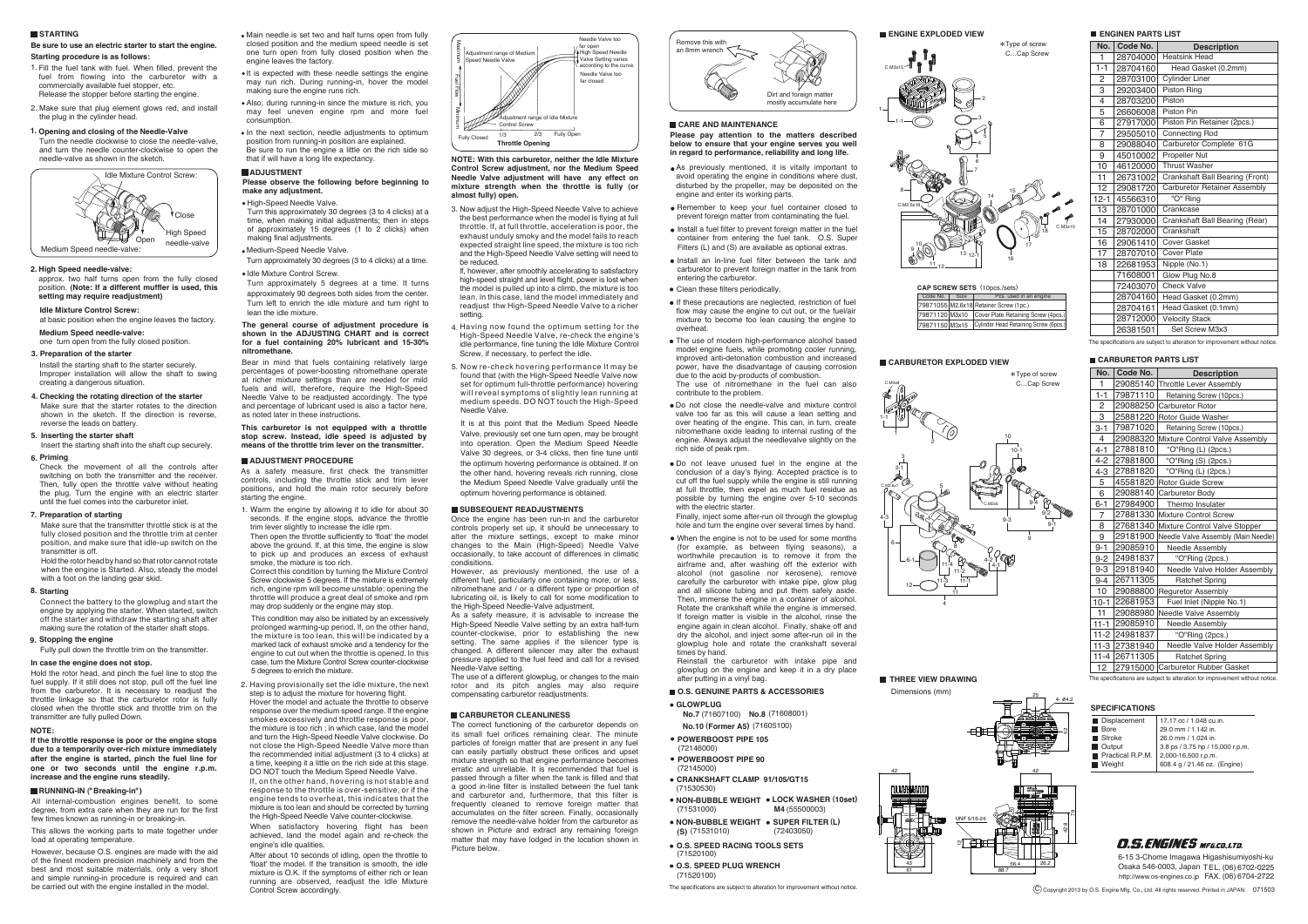## STARTING

**Be sure to use an electric starter to start the engine.**

**Starting procedure is as follows:**

1. Fill the fuel tank with fuel. When filled, prevent the fuel from flowing into the carburetor with a commercially available fuel stopper, etc. Release the stopper before starting the engine.

2. Make sure that plug element glows red, and install the plug in the cylinder head.

1. **Opening and closing of the Needle-Valve**
   Turn the needle clockwise to close the needle-valve, and turn the needle counter-clockwise to open the needle-valve as shown in the sketch.

Idle Mixture Control Screw:
Close
Open
High Speed needle-valve
Medium Speed needle-valve

2. **High Speed needle-valve:**
   approx. two half turns open from the fully closed position. **(Note: If a different muffler is used, this setting may require readjustment)**

   **Idle Mixture Control Screw:**
   at basic position when the engine leaves the factory.

   **Medium Speed needle-valve:**
   one turn open from the fully closed position.

3. **Preparation of the starter**
   Install the starting shaft to the starter securely. Improper installation will allow the shaft to swing creating a dangerous situation.

4. **Checking the rotating direction of the starter**
   Make sure that the starter rotates to the direction shown in the sketch. If the direction is reverse, reverse the leads on battery.

5. **Inserting the starter shaft**
   Insert the starting shaft into the shaft cup securely.

6. **Priming**
   Check the movement of all the controls after switching on both the transmitter and the receiver. Then, fully open the throttle valve without heating the plug. Turn the engine with an electric starter until the fuel comes into the carburetor inlet.

7. **Preparation of starting**
   Make sure that the transmitter throttle stick is at the fully closed position and the throttle trim at center position, and make sure that idle-up switch on the transmitter is off.
   Hold the rotor head by hand so that rotor cannot rotate when the engine is Started. Also, steady the model with a foot on the landing gear skid.

8. **Starting**
   Connect the battery to the glowplug and start the engine by applying the starter. When started, switch off the starter and withdraw the starting shaft after making sure the rotation of the starter shaft stops.

9. **Stopping the engine**
   Fully pull down the throttle trim on the transmitter.

**In case the engine does not stop.**

Hold the rotor head, and pinch the fuel line to stop the fuel supply. If it still does not stop, pull off the fuel line from the carburetor. It is necessary to readjust the throttle linkage so that the carburetor rotor is fully closed when the throttle stick and throttle trim on the transmitter are fully pulled Down.

**NOTE:**

**If the throttle response is poor or the engine stops due to a temporarily over-rich mixture immediately after the engine is started, pinch the fuel line for one or two seconds until the engine r.p.m. increase and the engine runs steadily.**

## RUNNING-IN ("Breaking-in")

All internal-combustion engines benefit, to some degree, from extra care when they are run for the first few times known as running-in or breaking-in.

This allows the working parts to mate together under load at operating temperature.

However, because O.S. engines are made with the aid of the finest modern precision machinery and from the best and most suitable materials, only a very short and simple running-in procedure is required and can be carried out with the engine installed in the model.

- Main needle is set two and half turns open from fully closed position and the medium speed needle is set one turn open from fully closed position when the engine leaves the factory.
- It is expected with these needle settings the engine may run rich. During running-in, hover the model making sure the engine runs rich.
- Also, during running-in since the mixture is rich, you may feel uneven engine rpm and more fuel consumption.
- In the next section, needle adjustments to optimum position from running-in position are explained. Be sure to run the engine a little on the rich side so that if will have a long life expectancy.

## ADJUSTMENT

**Please observe the following before beginning to make any adjustment.**

- High-Speed Needle Valve.
  Turn this approximately 30 degrees (3 to 4 clicks) at a time, when making initial adjustments; then in steps of approximately 15 degrees (1 to 2 clicks) when making final adjustments.
- Medium-Speed Needle Valve.
  Turn approximately 30 degrees (3 to 4 clicks) at a time.
- Idle Mixture Control Screw.
  Turn approximately 5 degrees at a time. It turns approximately 90 degrees both sides from the center. Turn left to enrich the idle mixture and turn right to lean the idle mixture.

**The general course of adjustment procedure is shown in the ADJUSTING CHART and is correct for a fuel containing 20% lubricant and 15-30% nitromethane.**

Bear in mind that fuels containing relatively large percentages of power-boosting nitromethane operate at richer mixture settings than are needed for mild fuels and will, therefore, require the High-Speed Needle Valve to be readjusted accordingly. The type and percentage of lubricant used is also a factor here, as noted later in these instructions.

**This carburetor is not equipped with a throttle stop screw. Instead, idle speed is adjusted by means of the throttle trim lever on the transmitter.**

## ADJUSTMENT PROCEDURE

As a safety measure, first check the transmitter controls, including the throttle stick and trim lever positions, and hold the main rotor securely before starting the engine.

1. Warm the engine by allowing it to idle for about 30 seconds. If the engine stops, advance the throttle trim lever slightly to increase the idle rpm.
   Then open the throttle sufficiently to 'float' the model above the ground. If, at this time, the engine is slow to pick up and produces an excess of exhaust smoke, the mixture is too rich.
   Correct this condition by turning the Mixture Control Screw clockwise 5 degrees. If the mixture is extremely rich, engine rpm will become unstable: opening the throttle will produce a great deal of smoke and rpm may drop suddenly or the engine may stop.
   This condition may also be initiated by an excessively prolonged warming-up period. If, on the other hand, the mixture is too lean, this will be indicated by a marked lack of exhaust smoke and a tendency for the engine to cut out when the throttle is opened. In this case, turn the Mixture Control Screw counter-clockwise 5 degrees to enrich the mixture.

2. Having provisionally set the idle mixture, the next step is to adjust the mixture for hovering flight.
   Hover the model and actuate the throttle to observe response over the medium speed range. If the engine smokes excessively and throttle response is poor, the mixture is too rich ; in which case, land the model and turn the High-Speed Needle Valve clockwise. Do not close the High-Speed Needle Valve more than the recommended initial adjustment (3 to 4 clicks) at a time, keeping it a little on the rich side at this stage. DO NOT touch the Medium Speed Needle Valve.
   If, on the other hand, hovering is not stable and response to the throttle is over-sensitive, or if the engine tends to overheat, this indicates that the mixture is too lean and should be corrected by turning the High-Speed Needle Valve counter-clockwise.
   When satisfactory hovering flight has been achieved, land the model again and re-check the engine's idle qualities.
   After about 10 seconds of idling, open the throttle to 'float' the model. If the transition is smooth, the idle mixture is O.K. If the symptoms of either rich or lean running are observed, readjust the Idle Mixture Control Screw accordingly.

Needle Valve too far open
High Speed Needle Valve Setting varies according to the curve.
Needle Valve too far closed
Adjustment range of Medium Speed Needle Valve
Maximum
Fuel Flow
Minimum
Adjustment range of Idle Mixture Control Screw
Fully Closed 1/3 2/3 Fully Open
Throttle Opening

**NOTE: With this carburetor, neither the Idle Mixture Control Screw adjustment, nor the Medium Speed Needle Valve adjustment will have any effect on mixture strength when the throttle is fully (or almost fully) open.**

3. Now adjust the High-Speed Needle Valve to achieve the best performance when the model is flying at full throttle. If, at full throttle, acceleration is poor, the exhaust unduly smoky and the model fails to reach expected straight line speed, the mixture is too rich and the High-Speed Needle Valve setting will need to be reduced.
   If, however, after smoothly accelerating to satisfactory high-speed straight and level flight, power is lost when the model is pulled up into a climb, the mixture is too lean. In this case, land the model immediately and readjust the High-Speed Needle Valve to a richer setting.

4. Having now found the optimum setting for the High-Speed Needle Valve, re-check the engine's idle performance, fine tuning the Idle Mixture Control Screw, if necessary, to perfect the idle.

5. Now re-check hovering performance It may be found that (with the High-Speed Needle Valve now set for optimum full-throttle performance) hovering will reveal symptoms of slightly lean running at medium speeds. DO NOT touch the High-Speed Needle Valve.
   It is at this point that the Medium Speed Needle Valve, previously set one turn open, may be brought into operation. Open the Medium Speed Needle Valve 30 degrees, or 3-4 clicks, then fine tune until the optimum hovering performance is obtained. If on the other hand, hovering reveals rich running, close the Medium Speed Needle Valve gradually until the optimum hovering performance is obtained.

## SUBSEQUENT READJUSTMENTS

Once the engine has been run-in and the carburetor controls properly set up, it should be unnecessary to alter the mixture settings, except to make minor changes to the Main (High-Speed) Needle Valve occasionally, to take account of differences in climatic condisitions.

However, as previously mentioned, the use of a different fuel, particularly one containing more, or less, nitromethane and / or a different type or proportion of lubricating oil, is likely to call for some modification to the High-Speed Needle-Valve adjustment.

As a safety measure, it is advisable to increase the High-Speed Needle Valve setting by an extra half-turn counter-clockwise, prior to establishing the new setting. The same applies if the silencer type is changed. A different silencer may alter the exhaust pressure applied to the fuel feed and call for a revised Needle-Valve setting.

The use of a different glowplug, or changes to the main rotor and its pitch angles may also require compensating carburetor readjustments.

## CARBURETOR CLEANLINESS

The correct functioning of the carburetor depends on its small fuel orifices remaining clear. The minute particles of foreign matter that are present in any fuel can easily partially obstruct these orifices and upset mixture strength so that engine performance becomes erratic and unreliable. It is recommended that fuel is passed through a filter when the tank is filled and that a good in-line filter is installed between the fuel tank and carburetor and, furthermore, that this filter is frequently cleaned to remove foreign matter that accumulates on the filter screen. Finally, occasionally remove the needle-valve holder from the carburetor as shown in Picture and extract any remaining foreign matter that may have lodged in the location shown in Picture below.

Remove this with an 8mm wrench
Dirt and foreign matter mostly accumulate here

## CARE AND MAINTENANCE

**Please pay attention to the matters described below to ensure that your engine serves you well in regard to performance, reliability and long life.**

- As previously mentioned, it is vitally important to avoid operating the engine in conditions where dust, disturbed by the propeller, may be deposited on the engine and enter its working parts.
- Remember to keep your fuel container closed to prevent foreign matter from contaminating the fuel.
- Install a fuel filter to prevent foreign matter in the fuel container from entering the fuel tank. O.S. Super Filters (L) and (S) are available as optional extras.
- Install an in-line fuel filter between the tank and carburetor to prevent foreign matter in the tank from entering the carburetor.
- Clean these filters periodically.
- If these precautions are neglected, restriction of fuel flow may cause the engine to cut out, or the fuel/air mixture to become too lean causing the engine to overheat.
- The use of modern high-performance alcohol based model engine fuels, while promoting cooler running, improved anti-detonation combustion and increased power, have the disadvantage of causing corrosion due to the acid by-products of combustion.
  The use of nitromethane in the fuel can also contribute to the problem.
- Do not close the needle-valve and mixture control valve too far as this will cause a lean setting and over heating of the engine. This can, in turn, create nitromethane oxide leading to internal rusting of the engine. Always adjust the needlevalve slightly on the rich side of peak rpm.
- Do not leave unused fuel in the engine at the conclusion of a day's flying. Accepted practice is to cut off the fuel supply while the engine is still running at full throttle, then expel as much fuel residue as possible by turning the engine over 5-10 seconds with the electric starter.
  Finally, inject some after-run oil through the glowplug hole and turn the engine over several times by hand.
- When the engine is not to be used for some months (for example, as between flying seasons), a worthwhile precaution is to remove it from the airframe and, after washing off the exterior with alcohol (not gasoline nor kerosene), remove carefully the carburetor with intake pipe, glow plug and all silicone tubing and put them safely aside. Then, immerse the engine in a container of alcohol. Rotate the crankshaft while the engine is immersed. If foreign matter is visible in the alcohol, rinse the engine again in clean alcohol. Finally, shake off and dry the alcohol, and inject some after-run oil in the glowplug hole and rotate the crankshaft several times by hand.
  Reinstall the carburetor with intake pipe and glowplug on the engine and keep it in a dry place after putting in a vinyl bag.

## O.S. GENUINE PARTS & ACCESSORIES

- **GLOWPLUG**
  **No.7** (71607100) **No.8** (71608001)
  **No.10 (Former A5)** (71605100)
- **POWERBOOST PIPE 105** (72146000)
- **POWERBOOST PIPE 90** (72145000)
- **CRANKSHAFT CLAMP 91/105/GT15** (71530530)
- **NON-BUBBLE WEIGHT** (71531000)
- **LOCK WASHER (10set) M4** (55500003)
- **NON-BUBBLE WEIGHT (S)** (71531010)
- **SUPER FILTER (L)** (72403050)
- **O.S. SPEED RACING TOOLS SETS** (71520100)
- **O.S. SPEED PLUG WRENCH** (71520100)

The specifications are subject to alteration for improvement without notice.

## ENGINE EXPLODED VIEW

*Type of screw
C…Cap Screw

**CAP SCREW SETS** (10pcs./sets)

| Code No. | Size | Pcs. used in an engine |
|---|---|---|
| 79871055 | M2.6x18 | Retainer Screw (1pc.) |
| 79871120 | M3x10 | Cover Plate Retaining Screw (4pcs.) |
| 79871150 | M3x15 | Cylinder Head Retaining Screw (6pcs.) |

## ENGINEN PARTS LIST

| No. | Code No. | Description |
|---|---|---|
| 1 | 28704000 | Heatsink Head |
| 1-1 | 28704160 | Head Gasket (0.2mm) |
| 2 | 28703100 | Cylinder Liner |
| 3 | 29203400 | Piston Ring |
| 4 | 28703200 | Piston |
| 5 | 26606008 | Piston Pin |
| 6 | 27917000 | Piston Pin Retainer (2pcs.) |
| 7 | 29505010 | Connecting Rod |
| 8 | 29088040 | Carburetor Complete 61G |
| 9 | 45010002 | Propeller Nut |
| 10 | 46120000 | Thrust Washer |
| 11 | 26731002 | Crankshaft Ball Bearing (Front) |
| 12 | 29081720 | Carburetor Retainer Assembly |
| 12-1 | 45566310 | "O" Ring |
| 13 | 28701000 | Crankcase |
| 14 | 27930000 | Crankshaft Ball Bearing (Rear) |
| 15 | 28702000 | Crankshaft |
| 16 | 29061410 | Cover Gasket |
| 17 | 28707010 | Cover Plate |
| 18 | 22681953 | Nipple (No.1) |
| | 71608001 | Glow Plug No.8 |
| | 72403070 | Check Valve |
| | 28704160 | Head Gasket (0.2mm) |
| | 28704161 | Head Gasket (0.1mm) |
| | 28712000 | Velocity Stack |
| | 26381501 | Set Screw M3x3 |

The specifications are subject to alteration for improvement without notice.

## CARBURETOR EXPLODED VIEW

*Type of screw
C…Cap Screw

## CARBURETOR PARTS LIST

| No. | Code No. | Description |
|---|---|---|
| 1 | 29085140 | Throttle Lever Assembly |
| 1-1 | 79871110 | Retaining Screw (10pcs.) |
| 2 | 29088250 | Carburetor Rotor |
| 3 | 25881220 | Rotor Guide Washer |
| 3-1 | 79871020 | Retaining Screw (10pcs.) |
| 4 | 29088320 | Mixture Control Valve Assembly |
| 4-1 | 27881810 | "O"Ring (L) (2pcs.) |
| 4-2 | 27881800 | "O"Ring (S) (2pcs.) |
| 4-3 | 27881820 | "O"Ring (L) (2pcs.) |
| 5 | 45581820 | Rotor Guide Screw |
| 6 | 29088140 | Carburetor Body |
| 6-1 | 27984900 | Thermo Insulater |
| 7 | 27881330 | Mixture Control Screw |
| 8 | 27681340 | Mixture Control Valve Stopper |
| 9 | 29181900 | Needle Valve Assembly (Main Needle) |
| 9-1 | 29085910 | Needle Assembly |
| 9-2 | 24981837 | "O"Ring (2pcs.) |
| 9-3 | 29181940 | Needle Valve Holder Assembly |
| 9-4 | 26711305 | Ratchet Spring |
| 10 | 29088800 | Regurator Assembly |
| 10-1 | 22681953 | Fuel Inlet (Nipple No.1) |
| 11 | 29088980 | Needle Valve Assembly |
| 11-1 | 29085910 | Needle Assembly |
| 11-2 | 24981837 | "O"Ring (2pcs.) |
| 11-3 | 27381940 | Needle Valve Holder Assembly |
| 11-4 | 26711305 | Ratchet Spring |
| 12 | 27915000 | Carburetor Rubber Gasket |

The specifications are subject to alteration for improvement without notice.

## THREE VIEW DRAWING

Dimensions (mm)

25
4- Ø4.2
42
42
UNF 5/16-24
43
61
56.4
88.7
26.2

## SPECIFICATIONS

| | |
|---|---|
| Displacement | 17.17 cc / 1.048 cu.in. |
| Bore | 29.0 mm / 1.142 in. |
| Stroke | 26.0 mm / 1.024 in. |
| Output | 3.8 ps / 3.75 hp / 15,000 r.p.m. |
| Practical R.P.M. | 2,000-16,500 r.p.m. |
| Weight | 608.4 g / 21.46 oz. (Engine) |

**O.S. ENGINES MFG.CO.,LTD.**

6-15 3-Chome Imagawa Higashisumiyoshi-ku
Osaka 546-0003, Japan TEL. (06) 6702-0225
http://www.os-engines.co.jp FAX. (06) 6704-2722

© Copyright 2013 by O.S. Engine Mfg. Co., Ltd. All rights reserved. Printed in JAPAN. 071503